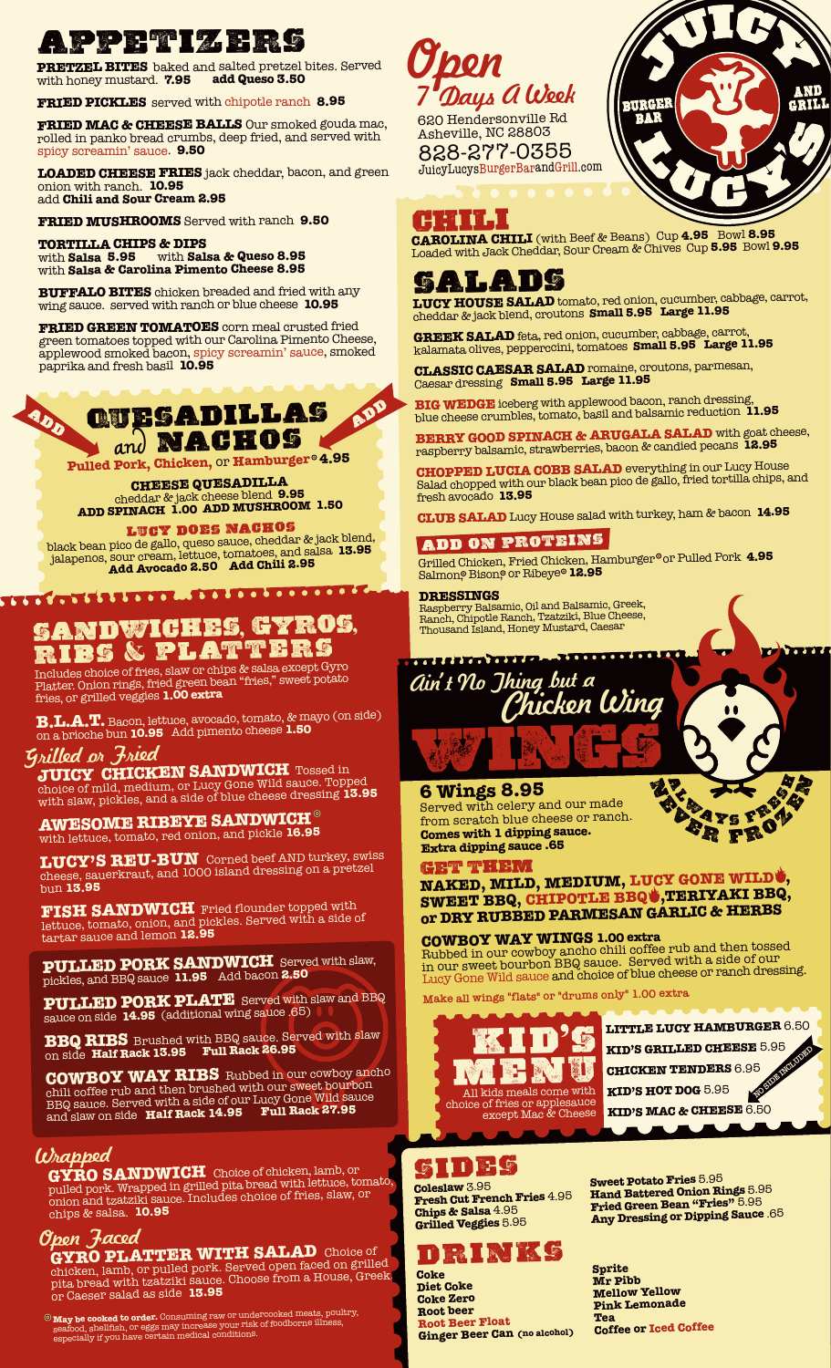# APPETIZERS

**PRETZEL BITES** baked and salted pretzel bites. Served with honey mustard. **7.95** **add Queso 3.50**

**FRIED PICKLES** served with chipotle ranch **8.95**

**FRIED MAC & CHEESE BALLS** Our smoked gouda mac, rolled in panko bread crumbs, deep fried, and served with spicy screamin' sauce. **9.50**

**LOADED CHEESE FRIES** jack cheddar, bacon, and green onion with ranch. **10.95**
add **Chili and Sour Cream 2.95**

**FRIED MUSHROOMS** Served with ranch **9.50**

**TORTILLA CHIPS & DIPS**
with **Salsa 5.95** with **Salsa & Queso 8.95**
with **Salsa & Carolina Pimento Cheese 8.95**

**BUFFALO BITES** chicken breaded and fried with any wing sauce. served with ranch or blue cheese **10.95**

**FRIED GREEN TOMATOES** corn meal crusted fried green tomatoes topped with our Carolina Pimento Cheese, applewood smoked bacon, spicy screamin' sauce, smoked paprika and fresh basil **10.95**

# QUESADILLAS and NACHOS

ADD **Pulled Pork, Chicken,** or **Hamburger® 4.95** ADD

**CHEESE QUESADILLA**
cheddar & jack cheese blend **9.95**
**ADD SPINACH 1.00 ADD MUSHROOM 1.50**

**LUCY DOES NACHOS**
black bean pico de gallo, queso sauce, cheddar & jack blend, jalapenos, sour cream, lettuce, tomatoes, and salsa **13.95**
**Add Avocado 2.50 Add Chili 2.95**

# SANDWICHES, GYROS, RIBS & PLATTERS

Includes choice of fries, slaw or chips & salsa except Gyro Platter. Onion rings, fried green bean "fries," sweet potato fries, or grilled veggies **1.00 extra**

**B.L.A.T.** Bacon, lettuce, avocado, tomato, & mayo (on side) on a brioche bun **10.95** Add pimento cheese **1.50**

*Grilled or Fried*

**JUICY CHICKEN SANDWICH** Tossed in choice of mild, medium, or Lucy Gone Wild sauce. Topped with slaw, pickles, and a side of blue cheese dressing **13.95**

**AWESOME RIBEYE SANDWICH®** with lettuce, tomato, red onion, and pickle **16.95**

**LUCY'S REU-BUN** Corned beef AND turkey, swiss cheese, sauerkraut, and 1000 island dressing on a pretzel bun **13.95**

**FISH SANDWICH** Fried flounder topped with lettuce, tomato, onion, and pickles. Served with a side of tartar sauce and lemon **12.95**

**PULLED PORK SANDWICH** Served with slaw, pickles, and BBQ sauce **11.95** Add bacon **2.50**

**PULLED PORK PLATE** Served with slaw and BBQ sauce on side **14.95** (additional wing sauce .65)

**BBQ RIBS** Brushed with BBQ sauce. Served with slaw on side **Half Rack 13.95 Full Rack 26.95**

**COWBOY WAY RIBS** Rubbed in our cowboy ancho chili coffee rub and then brushed with our sweet bourbon BBQ sauce. Served with a side of our Lucy Gone Wild sauce and slaw on side **Half Rack 14.95 Full Rack 27.95**

*Wrapped*

**GYRO SANDWICH** Choice of chicken, lamb, or pulled pork. Wrapped in grilled pita bread with lettuce, tomato, onion and tzatziki sauce. Includes choice of fries, slaw, or chips & salsa. **10.95**

*Open Faced*

**GYRO PLATTER WITH SALAD** Choice of chicken, lamb, or pulled pork. Served open faced on grilled pita bread with tzatziki sauce. Choose from a House, Greek or Caeser salad as side **13.95**

® **May be cooked to order.** Consuming raw or undercooked meats, poultry, seafood, shellfish, or eggs may increase your risk of foodborne illness, especially if you have certain medical conditions.

*Open 7 Days A Week*

620 Hendersonville Rd
Asheville, NC 28803
828-277-0355
JuicyLucysBurgerBarandGrill.com

JUICY LUCY'S BURGER BAR AND GRILL

# CHILI

**CAROLINA CHILI** (with Beef & Beans) Cup **4.95** Bowl **8.95**
Loaded with Jack Cheddar, Sour Cream & Chives Cup **5.95** Bowl **9.95**

# SALADS

**LUCY HOUSE SALAD** tomato, red onion, cucumber, cabbage, carrot, cheddar & jack blend, croutons **Small 5.95 Large 11.95**

**GREEK SALAD** feta, red onion, cucumber, cabbage, carrot, kalamata olives, pepperccini, tomatoes **Small 5.95 Large 11.95**

**CLASSIC CAESAR SALAD** romaine, croutons, parmesan, Caesar dressing **Small 5.95 Large 11.95**

**BIG WEDGE** iceberg with applewood bacon, ranch dressing, blue cheese crumbles, tomato, basil and balsamic reduction **11.95**

**BERRY GOOD SPINACH & ARUGALA SALAD** with goat cheese, raspberry balsamic, strawberries, bacon & candied pecans **12.95**

**CHOPPED LUCIA COBB SALAD** everything in our Lucy House Salad chopped with our black bean pico de gallo, fried tortilla chips, and fresh avocado **13.95**

**CLUB SALAD** Lucy House salad with turkey, ham & bacon **14.95**

## ADD ON PROTEINS

Grilled Chicken, Fried Chicken, Hamburger® or Pulled Pork **4.95**
Salmon®, Bison® or Ribeye® **12.95**

**DRESSINGS**
Raspberry Balsamic, Oil and Balsamic, Greek, Ranch, Chipotle Ranch, Tzatziki, Blue Cheese, Thousand Island, Honey Mustard, Caesar

*Ain't No Thing but a Chicken Wing*

# WINGS

ALWAYS FRESH NEVER FROZEN

## 6 Wings 8.95

Served with celery and our made from scratch blue cheese or ranch.
**Comes with 1 dipping sauce.**
**Extra dipping sauce .65**

**GET THEM**

**NAKED, MILD, MEDIUM, LUCY GONE WILD, SWEET BBQ, CHIPOTLE BBQ, TERIYAKI BBQ, or DRY RUBBED PARMESAN GARLIC & HERBS**

**COWBOY WAY WINGS 1.00 extra**
Rubbed in our cowboy ancho chili coffee rub and then tossed in our sweet bourbon BBQ sauce. Served with a side of our Lucy Gone Wild sauce and choice of blue cheese or ranch dressing.

Make all wings "flats" or "drums only" 1.00 extra

# KID'S MENU

All kids meals come with choice of fries or applesauce except Mac & Cheese

**LITTLE LUCY HAMBURGER** 6.50
**KID'S GRILLED CHEESE** 5.95
**CHICKEN TENDERS** 6.95
**KID'S HOT DOG** 5.95
**KID'S MAC & CHEESE** 6.50

NO SIDE INCLUDED

# SIDES

**Coleslaw** 3.95
**Fresh Cut French Fries** 4.95
**Chips & Salsa** 4.95
**Grilled Veggies** 5.95
**Sweet Potato Fries** 5.95
**Hand Battered Onion Rings** 5.95
**Fried Green Bean "Fries"** 5.95
**Any Dressing or Dipping Sauce** .65

# DRINKS

**Coke**
**Diet Coke**
**Coke Zero**
**Root beer**
**Root Beer Float**
**Ginger Beer Can** (no alcohol)
**Sprite**
**Mr Pibb**
**Mellow Yellow**
**Pink Lemonade**
**Tea**
**Coffee** or **Iced Coffee**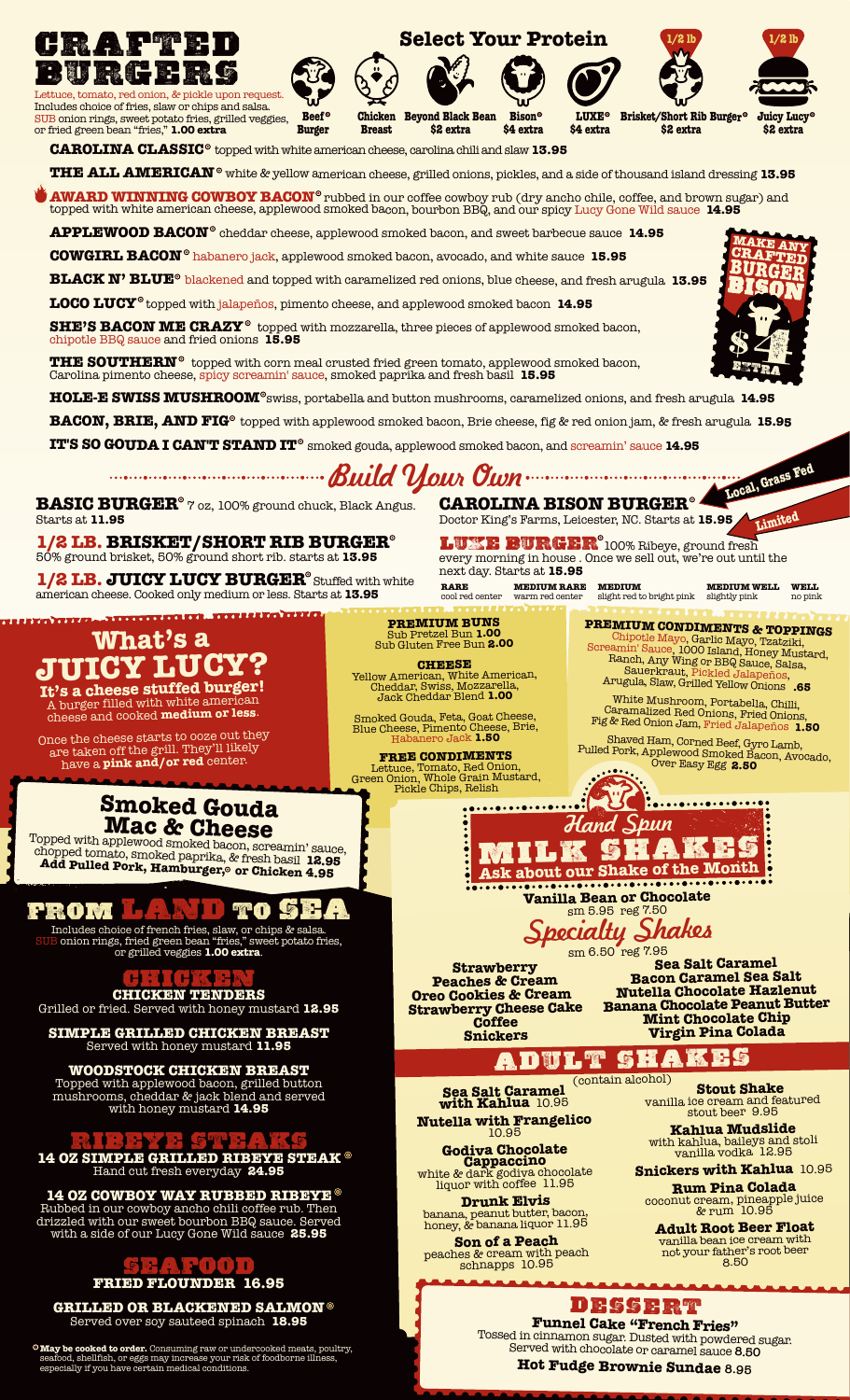# CRAFTED BURGERS

Lettuce, tomato, red onion, & pickle upon request.
Includes choice of fries, slaw or chips and salsa.
SUB onion rings, sweet potato fries, grilled veggies, or fried green bean "fries," **1.00 extra**

## Select Your Protein

| Beef® Burger | Chicken Breast | Beyond Black Bean | Bison® | LUXE® | 1/2 lb Brisket/Short Rib Burger® | 1/2 lb Juicy Lucy® |
|---|---|---|---|---|---|---|
| | | $2 extra | $4 extra | $4 extra | $2 extra | $2 extra |

**CAROLINA CLASSIC®** topped with white american cheese, carolina chili and slaw **13.95**

**THE ALL AMERICAN®** white & yellow american cheese, grilled onions, pickles, and a side of thousand island dressing **13.95**

**AWARD WINNING COWBOY BACON®** rubbed in our coffee cowboy rub (dry ancho chile, coffee, and brown sugar) and topped with white american cheese, applewood smoked bacon, bourbon BBQ, and our spicy Lucy Gone Wild sauce **14.95**

**APPLEWOOD BACON®** cheddar cheese, applewood smoked bacon, and sweet barbecue sauce **14.95**

**COWGIRL BACON®** habanero jack, applewood smoked bacon, avocado, and white sauce **15.95**

**BLACK N' BLUE®** blackened and topped with caramelized red onions, blue cheese, and fresh arugula **13.95**

**LOCO LUCY®** topped with jalapeños, pimento cheese, and applewood smoked bacon **14.95**

**SHE'S BACON ME CRAZY®** topped with mozzarella, three pieces of applewood smoked bacon, chipotle BBQ sauce and fried onions **15.95**

**THE SOUTHERN®** topped with corn meal crusted fried green tomato, applewood smoked bacon, Carolina pimento cheese, spicy screamin' sauce, smoked paprika and fresh basil **15.95**

**HOLE-E SWISS MUSHROOM®** swiss, portabella and button mushrooms, caramelized onions, and fresh arugula **14.95**

**BACON, BRIE, AND FIG®** topped with applewood smoked bacon, Brie cheese, fig & red onion jam, & fresh arugula **15.95**

**IT'S SO GOUDA I CAN'T STAND IT®** smoked gouda, applewood smoked bacon, and screamin' sauce **14.95**

MAKE ANY CRAFTED BURGER BISON $4 EXTRA

## Build Your Own

**BASIC BURGER®** 7 oz, 100% ground chuck, Black Angus. Starts at **11.95**

**1/2 LB. BRISKET/SHORT RIB BURGER®** 50% ground brisket, 50% ground short rib. starts at **13.95**

**1/2 LB. JUICY LUCY BURGER®** Stuffed with white american cheese. Cooked only medium or less. Starts at **13.95**

**CAROLINA BISON BURGER®** Local, Grass Fed
Doctor King's Farms, Leicester, NC. Starts at **15.95**

**LUXE BURGER®** Limited
100% Ribeye, ground fresh every morning in house. Once we sell out, we're out until the next day. Starts at **15.95**

| RARE | MEDIUM RARE | MEDIUM | MEDIUM WELL | WELL |
|---|---|---|---|---|
| cool red center | warm red center | slight red to bright pink | slightly pink | no pink |

## What's a JUICY LUCY?

**It's a cheese stuffed burger!**
A burger filled with white american cheese and cooked **medium or less**.

Once the cheese starts to ooze out they are taken off the grill. They'll likely have a **pink and/or red** center.

**PREMIUM BUNS**
Sub Pretzel Bun **1.00**
Sub Gluten Free Bun **2.00**

**CHEESE**
Yellow American, White American, Cheddar, Swiss, Mozzarella, Jack Cheddar Blend **1.00**

Smoked Gouda, Feta, Goat Cheese, Blue Cheese, Pimento Cheese, Brie, Habanero Jack **1.50**

**FREE CONDIMENTS**
Lettuce, Tomato, Red Onion, Green Onion, Whole Grain Mustard, Pickle Chips, Relish

**PREMIUM CONDIMENTS & TOPPINGS**
Chipotle Mayo, Garlic Mayo, Tzatziki, Screamin' Sauce, 1000 Island, Honey Mustard, Ranch, Any Wing or BBQ Sauce, Salsa, Sauerkraut, Pickled Jalapeños, Arugula, Slaw, Grilled Yellow Onions **.65**

White Mushroom, Portabella, Chilli, Caramalized Red Onions, Fried Onions, Fig & Red Onion Jam, Fried Jalapeños **1.50**

Shaved Ham, Corned Beef, Gyro Lamb, Pulled Pork, Applewood Smoked Bacon, Avocado, Over Easy Egg **2.50**

## Smoked Gouda Mac & Cheese

Topped with applewood smoked bacon, screamin' sauce, chopped tomato, smoked paprika, & fresh basil **12.95**
**Add Pulled Pork, Hamburger,® or Chicken 4.95**

# FROM LAND TO SEA

Includes choice of french fries, slaw, or chips & salsa.
SUB onion rings, fried green bean "fries," sweet potato fries, or grilled veggies **1.00 extra**.

## CHICKEN

**CHICKEN TENDERS**
Grilled or fried. Served with honey mustard **12.95**

**SIMPLE GRILLED CHICKEN BREAST**
Served with honey mustard **11.95**

**WOODSTOCK CHICKEN BREAST**
Topped with applewood bacon, grilled button mushrooms, cheddar & jack blend and served with honey mustard **14.95**

## RIBEYE STEAKS

**14 OZ SIMPLE GRILLED RIBEYE STEAK®**
Hand cut fresh everyday **24.95**

**14 OZ COWBOY WAY RUBBED RIBEYE®**
Rubbed in our cowboy ancho chili coffee rub. Then drizzled with our sweet bourbon BBQ sauce. Served with a side of our Lucy Gone Wild sauce **25.95**

## SEAFOOD

**FRIED FLOUNDER 16.95**

**GRILLED OR BLACKENED SALMON®**
Served over soy sauteed spinach **18.95**

®**May be cooked to order.** Consuming raw or undercooked meats, poultry, seafood, shellfish, or eggs may increase your risk of foodborne illness, especially if you have certain medical conditions.

# Hand Spun MILK SHAKES

**Ask about our Shake of the Month**

**Vanilla Bean or Chocolate**
sm 5.95 reg 7.50

## Specialty Shakes

sm 6.50 reg 7.95

**Strawberry**
**Peaches & Cream**
**Oreo Cookies & Cream**
**Strawberry Cheese Cake**
**Coffee**
**Snickers**
**Sea Salt Caramel**
**Bacon Caramel Sea Salt**
**Nutella Chocolate Hazlenut**
**Banana Chocolate Peanut Butter**
**Mint Chocolate Chip**
**Virgin Pina Colada**

# ADULT SHAKES

(contain alcohol)

**Sea Salt Caramel with Kahlua** 10.95

**Nutella with Frangelico** 10.95

**Godiva Chocolate Cappaccino**
white & dark godiva chocolate liquor with coffee 11.95

**Drunk Elvis**
banana, peanut butter, bacon, honey, & banana liquor 11.95

**Son of a Peach**
peaches & cream with peach schnapps 10.95

**Stout Shake**
vanilla ice cream and featured stout beer 9.95

**Kahlua Mudslide**
with kahlua, baileys and stoli vanilla vodka 12.95

**Snickers with Kahlua** 10.95

**Rum Pina Colada**
coconut cream, pineapple juice & rum 10.95

**Adult Root Beer Float**
vanilla bean ice cream with not your father's root beer 8.50

# DESSERT

**Funnel Cake "French Fries"**
Tossed in cinnamon sugar. Dusted with powdered sugar. Served with chocolate or caramel sauce **8.50**

**Hot Fudge Brownie Sundae** 8.95